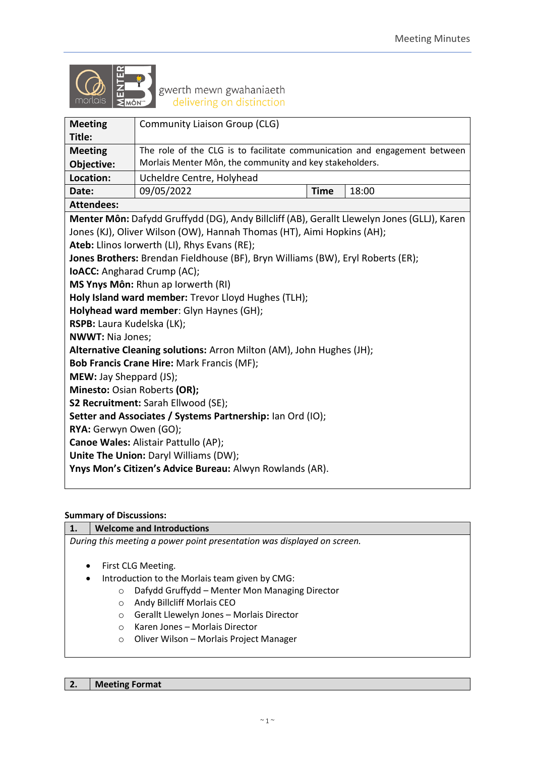gwerth mewn gwahaniaeth
delivering on distinction

| | | | |
|---|---|---|---|
| **Meeting Title:** | Community Liaison Group (CLG) | | |
| **Meeting Objective:** | The role of the CLG is to facilitate communication and engagement between Morlais Menter Môn, the community and key stakeholders. | | |
| **Location:** | Ucheldre Centre, Holyhead | | |
| **Date:** | 09/05/2022 | **Time** | 18:00 |

**Attendees:**

**Menter Môn:** Dafydd Gruffydd (DG), Andy Billcliff (AB), Gerallt Llewelyn Jones (GLLJ), Karen Jones (KJ), Oliver Wilson (OW), Hannah Thomas (HT), Aimi Hopkins (AH);
**Ateb:** Llinos Iorwerth (LI), Rhys Evans (RE);
**Jones Brothers:** Brendan Fieldhouse (BF), Bryn Williams (BW), Eryl Roberts (ER);
**IoACC:** Angharad Crump (AC);
**MS Ynys Môn:** Rhun ap Iorwerth (RI)
**Holy Island ward member:** Trevor Lloyd Hughes (TLH);
**Holyhead ward member**: Glyn Haynes (GH);
**RSPB:** Laura Kudelska (LK);
**NWWT:** Nia Jones;
**Alternative Cleaning solutions:** Arron Milton (AM), John Hughes (JH);
**Bob Francis Crane Hire:** Mark Francis (MF);
**MEW:** Jay Sheppard (JS);
**Minesto:** Osian Roberts **(OR);**
**S2 Recruitment:** Sarah Ellwood (SE);
**Setter and Associates / Systems Partnership:** Ian Ord (IO);
**RYA:** Gerwyn Owen (GO);
**Canoe Wales:** Alistair Pattullo (AP);
**Unite The Union:** Daryl Williams (DW);
**Ynys Mon's Citizen's Advice Bureau:** Alwyn Rowlands (AR).

**Summary of Discussions:**

| **1.** | **Welcome and Introductions** |
|---|---|

*During this meeting a power point presentation was displayed on screen.*

- First CLG Meeting.
- Introduction to the Morlais team given by CMG:
  - Dafydd Gruffydd – Menter Mon Managing Director
  - Andy Billcliff Morlais CEO
  - Gerallt Llewelyn Jones – Morlais Director
  - Karen Jones – Morlais Director
  - Oliver Wilson – Morlais Project Manager

| **2.** | **Meeting Format** |
|---|---|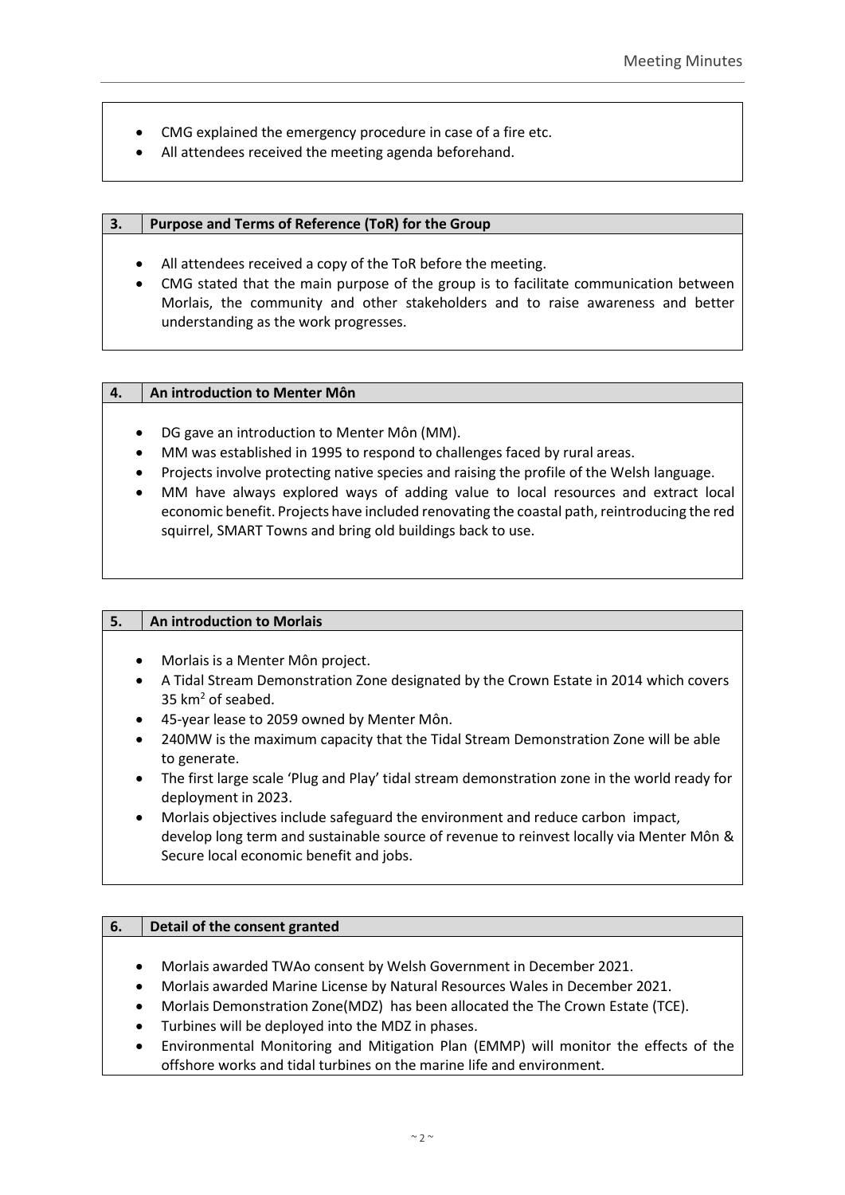- CMG explained the emergency procedure in case of a fire etc.
- All attendees received the meeting agenda beforehand.

## 3. Purpose and Terms of Reference (ToR) for the Group

- All attendees received a copy of the ToR before the meeting.
- CMG stated that the main purpose of the group is to facilitate communication between Morlais, the community and other stakeholders and to raise awareness and better understanding as the work progresses.

## 4. An introduction to Menter Môn

- DG gave an introduction to Menter Môn (MM).
- MM was established in 1995 to respond to challenges faced by rural areas.
- Projects involve protecting native species and raising the profile of the Welsh language.
- MM have always explored ways of adding value to local resources and extract local economic benefit. Projects have included renovating the coastal path, reintroducing the red squirrel, SMART Towns and bring old buildings back to use.

## 5. An introduction to Morlais

- Morlais is a Menter Môn project.
- A Tidal Stream Demonstration Zone designated by the Crown Estate in 2014 which covers 35 km$^2$ of seabed.
- 45-year lease to 2059 owned by Menter Môn.
- 240MW is the maximum capacity that the Tidal Stream Demonstration Zone will be able to generate.
- The first large scale 'Plug and Play' tidal stream demonstration zone in the world ready for deployment in 2023.
- Morlais objectives include safeguard the environment and reduce carbon impact, develop long term and sustainable source of revenue to reinvest locally via Menter Môn & Secure local economic benefit and jobs.

## 6. Detail of the consent granted

- Morlais awarded TWAo consent by Welsh Government in December 2021.
- Morlais awarded Marine License by Natural Resources Wales in December 2021.
- Morlais Demonstration Zone(MDZ) has been allocated the The Crown Estate (TCE).
- Turbines will be deployed into the MDZ in phases.
- Environmental Monitoring and Mitigation Plan (EMMP) will monitor the effects of the offshore works and tidal turbines on the marine life and environment.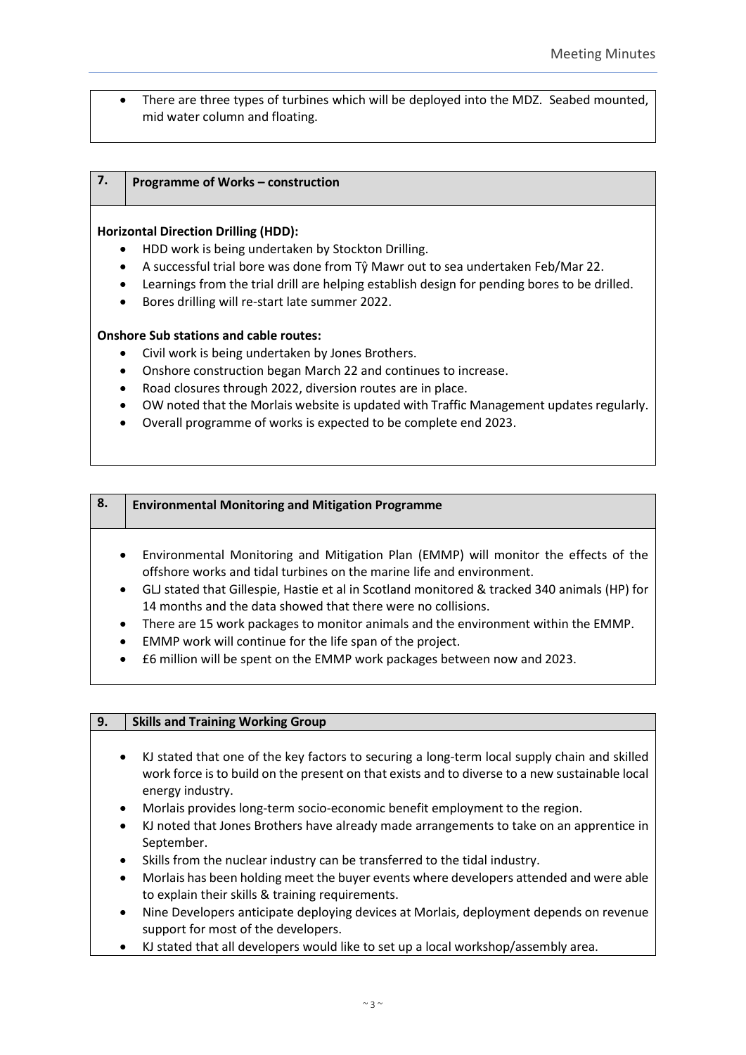- There are three types of turbines which will be deployed into the MDZ. Seabed mounted, mid water column and floating.

## 7. Programme of Works – construction

**Horizontal Direction Drilling (HDD):**

- HDD work is being undertaken by Stockton Drilling.
- A successful trial bore was done from Tŷ Mawr out to sea undertaken Feb/Mar 22.
- Learnings from the trial drill are helping establish design for pending bores to be drilled.
- Bores drilling will re-start late summer 2022.

**Onshore Sub stations and cable routes:**

- Civil work is being undertaken by Jones Brothers.
- Onshore construction began March 22 and continues to increase.
- Road closures through 2022, diversion routes are in place.
- OW noted that the Morlais website is updated with Traffic Management updates regularly.
- Overall programme of works is expected to be complete end 2023.

## 8. Environmental Monitoring and Mitigation Programme

- Environmental Monitoring and Mitigation Plan (EMMP) will monitor the effects of the offshore works and tidal turbines on the marine life and environment.
- GLJ stated that Gillespie, Hastie et al in Scotland monitored & tracked 340 animals (HP) for 14 months and the data showed that there were no collisions.
- There are 15 work packages to monitor animals and the environment within the EMMP.
- EMMP work will continue for the life span of the project.
- £6 million will be spent on the EMMP work packages between now and 2023.

## 9. Skills and Training Working Group

- KJ stated that one of the key factors to securing a long-term local supply chain and skilled work force is to build on the present on that exists and to diverse to a new sustainable local energy industry.
- Morlais provides long-term socio-economic benefit employment to the region.
- KJ noted that Jones Brothers have already made arrangements to take on an apprentice in September.
- Skills from the nuclear industry can be transferred to the tidal industry.
- Morlais has been holding meet the buyer events where developers attended and were able to explain their skills & training requirements.
- Nine Developers anticipate deploying devices at Morlais, deployment depends on revenue support for most of the developers.
- KJ stated that all developers would like to set up a local workshop/assembly area.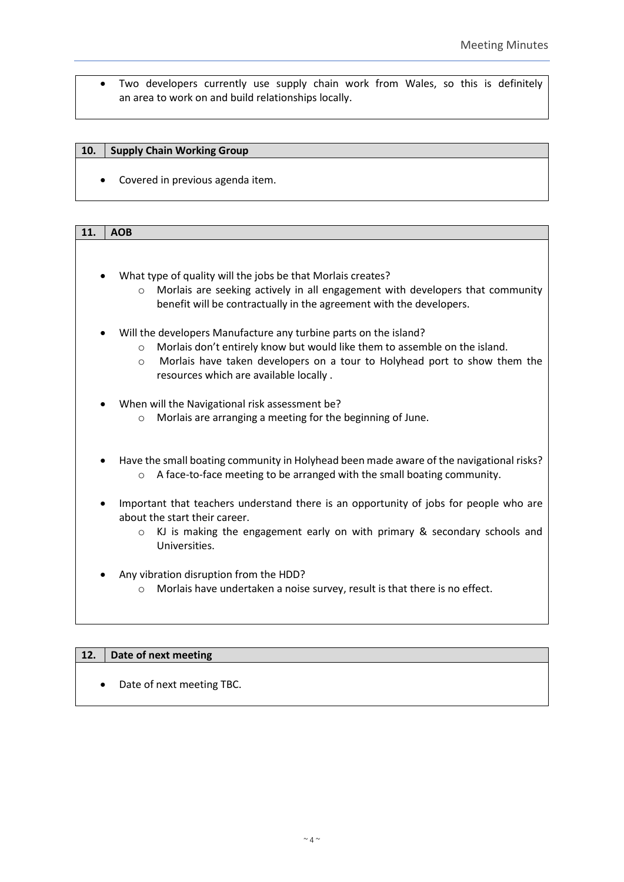- Two developers currently use supply chain work from Wales, so this is definitely an area to work on and build relationships locally.

## 10. Supply Chain Working Group

- Covered in previous agenda item.

## 11. AOB

- What type of quality will the jobs be that Morlais creates?
  - Morlais are seeking actively in all engagement with developers that community benefit will be contractually in the agreement with the developers.
- Will the developers Manufacture any turbine parts on the island?
  - Morlais don't entirely know but would like them to assemble on the island.
  - Morlais have taken developers on a tour to Holyhead port to show them the resources which are available locally .
- When will the Navigational risk assessment be?
  - Morlais are arranging a meeting for the beginning of June.
- Have the small boating community in Holyhead been made aware of the navigational risks?
  - A face-to-face meeting to be arranged with the small boating community.
- Important that teachers understand there is an opportunity of jobs for people who are about the start their career.
  - KJ is making the engagement early on with primary & secondary schools and Universities.
- Any vibration disruption from the HDD?
  - Morlais have undertaken a noise survey, result is that there is no effect.

## 12. Date of next meeting

- Date of next meeting TBC.